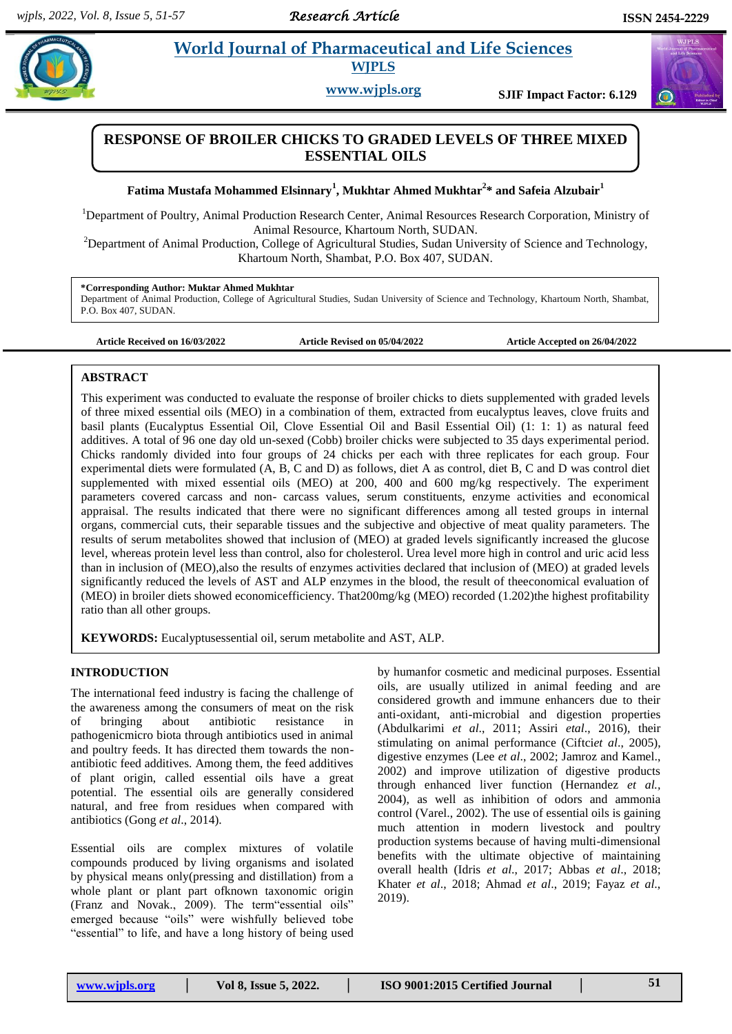# RESPONSE OF BROILER CHICKS TO GRADED LEVELS OF THREE MIXED ESSENTIAL OILS

**Fatima Mustafa Mohammed Elsinnary[1], Mukhtar Ahmed Mukhtar[2]* and Safeia Alzubair[1]**

[1]Department of Poultry, Animal Production Research Center, Animal Resources Research Corporation, Ministry of Animal Resource, Khartoum North, SUDAN.

[2]Department of Animal Production, College of Agricultural Studies, Sudan University of Science and Technology, Khartoum North, Shambat, P.O. Box 407, SUDAN.

**\*Corresponding Author: Muktar Ahmed Mukhtar**
Department of Animal Production, College of Agricultural Studies, Sudan University of Science and Technology, Khartoum North, Shambat, P.O. Box 407, SUDAN.

**Article Received on 16/03/2022** **Article Revised on 05/04/2022** **Article Accepted on 26/04/2022**

## ABSTRACT

This experiment was conducted to evaluate the response of broiler chicks to diets supplemented with graded levels of three mixed essential oils (MEO) in a combination of them, extracted from eucalyptus leaves, clove fruits and basil plants (Eucalyptus Essential Oil, Clove Essential Oil and Basil Essential Oil) (1: 1: 1) as natural feed additives. A total of 96 one day old un-sexed (Cobb) broiler chicks were subjected to 35 days experimental period. Chicks randomly divided into four groups of 24 chicks per each with three replicates for each group. Four experimental diets were formulated (A, B, C and D) as follows, diet A as control, diet B, C and D was control diet supplemented with mixed essential oils (MEO) at 200, 400 and 600 mg/kg respectively. The experiment parameters covered carcass and non- carcass values, serum constituents, enzyme activities and economical appraisal. The results indicated that there were no significant differences among all tested groups in internal organs, commercial cuts, their separable tissues and the subjective and objective of meat quality parameters. The results of serum metabolites showed that inclusion of (MEO) at graded levels significantly increased the glucose level, whereas protein level less than control, also for cholesterol. Urea level more high in control and uric acid less than in inclusion of (MEO),also the results of enzymes activities declared that inclusion of (MEO) at graded levels significantly reduced the levels of AST and ALP enzymes in the blood, the result of theeconomical evaluation of (MEO) in broiler diets showed economicefficiency. That200mg/kg (MEO) recorded (1.202)the highest profitability ratio than all other groups.

**KEYWORDS:** Eucalyptusessential oil, serum metabolite and AST, ALP.

## INTRODUCTION

The international feed industry is facing the challenge of the awareness among the consumers of meat on the risk of bringing about antibiotic resistance in pathogenicmicro biota through antibiotics used in animal and poultry feeds. It has directed them towards the non-antibiotic feed additives. Among them, the feed additives of plant origin, called essential oils have a great potential. The essential oils are generally considered natural, and free from residues when compared with antibiotics (Gong *et al*., 2014).

Essential oils are complex mixtures of volatile compounds produced by living organisms and isolated by physical means only(pressing and distillation) from a whole plant or plant part ofknown taxonomic origin (Franz and Novak., 2009). The term"essential oils" emerged because "oils" were wishfully believed tobe "essential" to life, and have a long history of being used by humanfor cosmetic and medicinal purposes. Essential oils, are usually utilized in animal feeding and are considered growth and immune enhancers due to their anti-oxidant, anti-microbial and digestion properties (Abdulkarimi *et al*., 2011; Assiri *etal*., 2016), their stimulating on animal performance (Ciftci*et al*., 2005), digestive enzymes (Lee *et al*., 2002; Jamroz and Kamel., 2002) and improve utilization of digestive products through enhanced liver function (Hernandez *et al.,* 2004), as well as inhibition of odors and ammonia control (Varel., 2002). The use of essential oils is gaining much attention in modern livestock and poultry production systems because of having multi-dimensional benefits with the ultimate objective of maintaining overall health (Idris *et al.,* 2017; Abbas *et al*., 2018; Khater *et al*., 2018; Ahmad *et al*., 2019; Fayaz *et al*., 2019).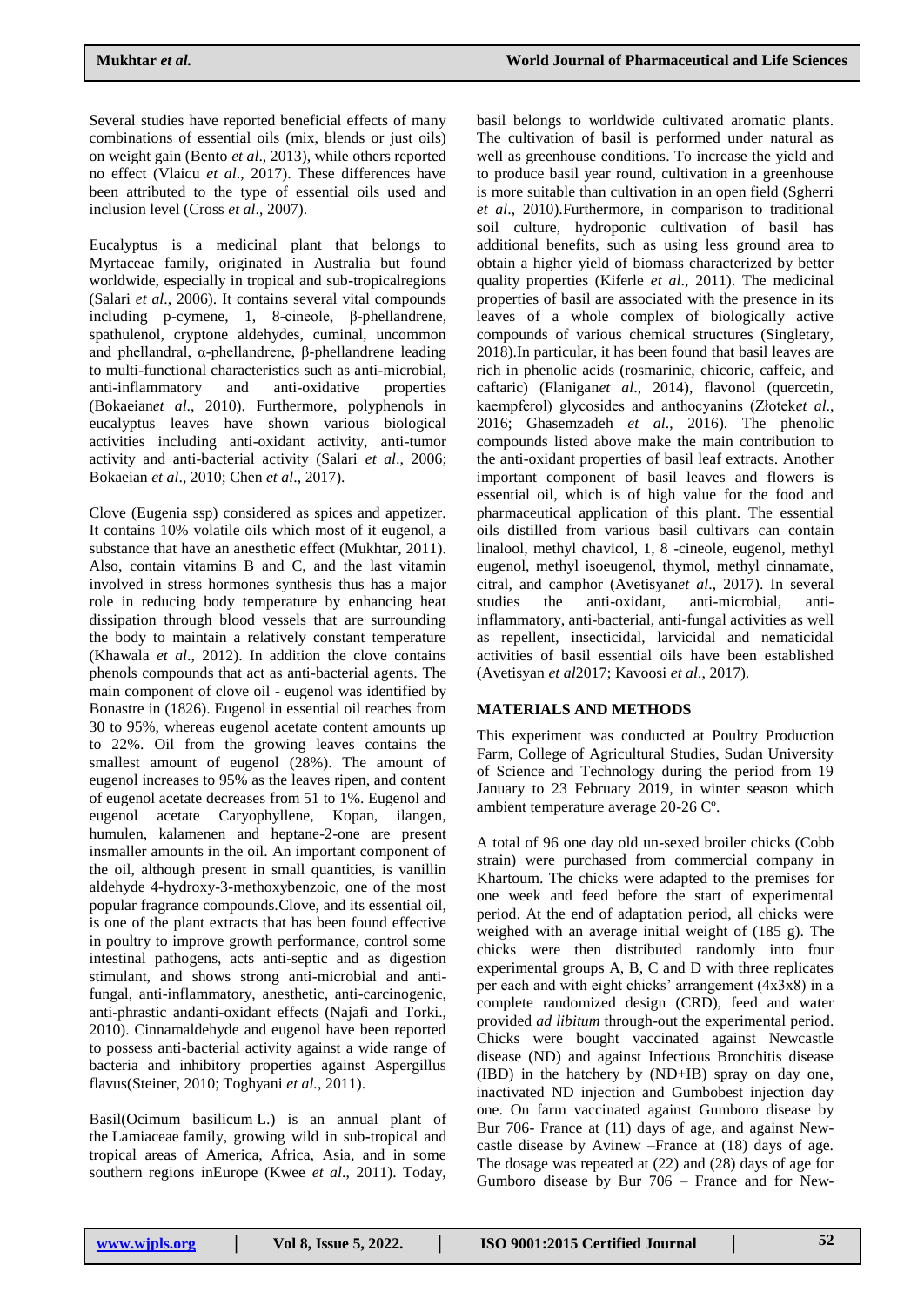Several studies have reported beneficial effects of many combinations of essential oils (mix, blends or just oils) on weight gain (Bento *et al*., 2013), while others reported no effect (Vlaicu *et al*., 2017). These differences have been attributed to the type of essential oils used and inclusion level (Cross *et al*., 2007).

Eucalyptus is a medicinal plant that belongs to Myrtaceae family, originated in Australia but found worldwide, especially in tropical and sub-tropicalregions (Salari *et al*., 2006). It contains several vital compounds including p-cymene, 1, 8-cineole, β-phellandrene, spathulenol, cryptone aldehydes, cuminal, uncommon and phellandral, α-phellandrene, β-phellandrene leading to multi-functional characteristics such as anti-microbial, anti-inflammatory and anti-oxidative properties (Bokaeian*et al*., 2010). Furthermore, polyphenols in eucalyptus leaves have shown various biological activities including anti-oxidant activity, anti-tumor activity and anti-bacterial activity (Salari *et al*., 2006; Bokaeian *et al*., 2010; Chen *et al*., 2017).

Clove (Eugenia ssp) considered as spices and appetizer. It contains 10% volatile oils which most of it eugenol, a substance that have an anesthetic effect (Mukhtar, 2011). Also, contain vitamins B and C, and the last vitamin involved in stress hormones synthesis thus has a major role in reducing body temperature by enhancing heat dissipation through blood vessels that are surrounding the body to maintain a relatively constant temperature (Khawala *et al*., 2012). In addition the clove contains phenols compounds that act as anti-bacterial agents. The main component of clove oil - eugenol was identified by Bonastre in (1826). Eugenol in essential oil reaches from 30 to 95%, whereas eugenol acetate content amounts up to 22%. Oil from the growing leaves contains the smallest amount of eugenol (28%). The amount of eugenol increases to 95% as the leaves ripen, and content of eugenol acetate decreases from 51 to 1%. Eugenol and eugenol acetate Caryophyllene, Kopan, ilangen, humulen, kalamenen and heptane-2-one are present insmaller amounts in the oil. An important component of the oil, although present in small quantities, is vanillin aldehyde 4-hydroxy-3-methoxybenzoic, one of the most popular fragrance compounds.Clove, and its essential oil, is one of the plant extracts that has been found effective in poultry to improve growth performance, control some intestinal pathogens, acts anti-septic and as digestion stimulant, and shows strong anti-microbial and anti-fungal, anti-inflammatory, anesthetic, anti-carcinogenic, anti-phrastic andanti-oxidant effects (Najafi and Torki., 2010). Cinnamaldehyde and eugenol have been reported to possess anti-bacterial activity against a wide range of bacteria and inhibitory properties against Aspergillus flavus(Steiner, 2010; Toghyani *et al.*, 2011).

Basil(Ocimum basilicum L.) is an annual plant of the Lamiaceae family, growing wild in sub-tropical and tropical areas of America, Africa, Asia, and in some southern regions inEurope (Kwee *et al*., 2011). Today, basil belongs to worldwide cultivated aromatic plants. The cultivation of basil is performed under natural as well as greenhouse conditions. To increase the yield and to produce basil year round, cultivation in a greenhouse is more suitable than cultivation in an open field (Sgherri *et al*., 2010).Furthermore, in comparison to traditional soil culture, hydroponic cultivation of basil has additional benefits, such as using less ground area to obtain a higher yield of biomass characterized by better quality properties (Kiferle *et al*., 2011). The medicinal properties of basil are associated with the presence in its leaves of a whole complex of biologically active compounds of various chemical structures (Singletary, 2018).In particular, it has been found that basil leaves are rich in phenolic acids (rosmarinic, chicoric, caffeic, and caftaric) (Flanigan*et al*., 2014), flavonol (quercetin, kaempferol) glycosides and anthocyanins (Złotek*et al*., 2016; Ghasemzadeh *et al*., 2016). The phenolic compounds listed above make the main contribution to the anti-oxidant properties of basil leaf extracts. Another important component of basil leaves and flowers is essential oil, which is of high value for the food and pharmaceutical application of this plant. The essential oils distilled from various basil cultivars can contain linalool, methyl chavicol, 1, 8 -cineole, eugenol, methyl eugenol, methyl isoeugenol, thymol, methyl cinnamate, citral, and camphor (Avetisyan*et al*., 2017). In several studies the anti-oxidant, anti-microbial, anti-inflammatory, anti-bacterial, anti-fungal activities as well as repellent, insecticidal, larvicidal and nematicidal activities of basil essential oils have been established (Avetisyan *et al*2017; Kavoosi *et al*., 2017).

## MATERIALS AND METHODS

This experiment was conducted at Poultry Production Farm, College of Agricultural Studies, Sudan University of Science and Technology during the period from 19 January to 23 February 2019, in winter season which ambient temperature average 20-26 Cº.

A total of 96 one day old un-sexed broiler chicks (Cobb strain) were purchased from commercial company in Khartoum. The chicks were adapted to the premises for one week and feed before the start of experimental period. At the end of adaptation period, all chicks were weighed with an average initial weight of (185 g). The chicks were then distributed randomly into four experimental groups A, B, C and D with three replicates per each and with eight chicks' arrangement (4x3x8) in a complete randomized design (CRD), feed and water provided *ad libitum* through-out the experimental period. Chicks were bought vaccinated against Newcastle disease (ND) and against Infectious Bronchitis disease (IBD) in the hatchery by (ND+IB) spray on day one, inactivated ND injection and Gumbobest injection day one. On farm vaccinated against Gumboro disease by Bur 706- France at (11) days of age, and against New-castle disease by Avinew –France at (18) days of age. The dosage was repeated at (22) and (28) days of age for Gumboro disease by Bur 706 – France and for New-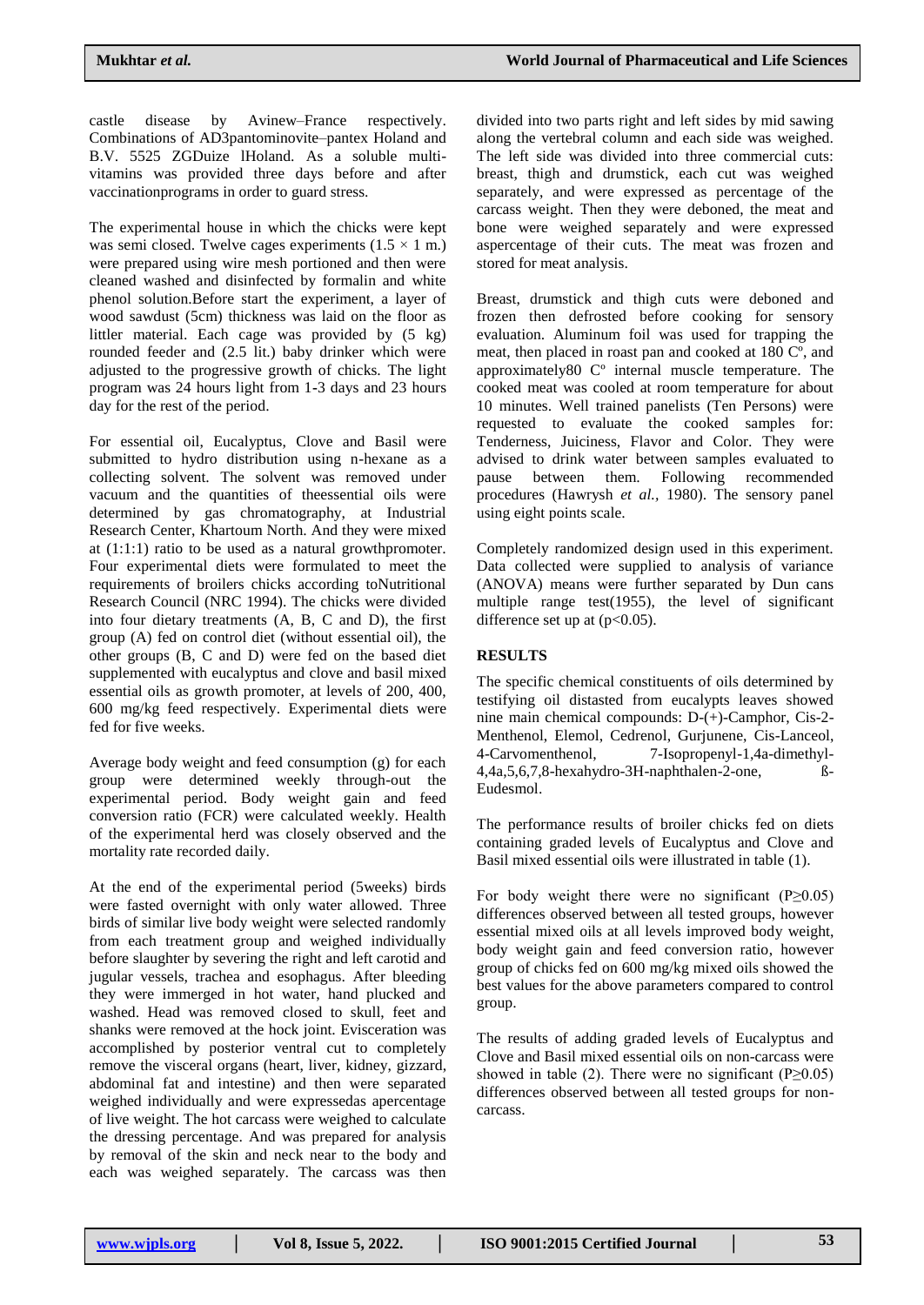castle disease by Avinew–France respectively. Combinations of AD3pantominovite–pantex Holand and B.V. 5525 ZGDuize lHoland. As a soluble multi-vitamins was provided three days before and after vaccinationprograms in order to guard stress.

The experimental house in which the chicks were kept was semi closed. Twelve cages experiments (1.5 × 1 m.) were prepared using wire mesh portioned and then were cleaned washed and disinfected by formalin and white phenol solution.Before start the experiment, a layer of wood sawdust (5cm) thickness was laid on the floor as littler material. Each cage was provided by (5 kg) rounded feeder and (2.5 lit.) baby drinker which were adjusted to the progressive growth of chicks. The light program was 24 hours light from 1-3 days and 23 hours day for the rest of the period.

For essential oil, Eucalyptus, Clove and Basil were submitted to hydro distribution using n-hexane as a collecting solvent. The solvent was removed under vacuum and the quantities of theessential oils were determined by gas chromatography, at Industrial Research Center, Khartoum North. And they were mixed at (1:1:1) ratio to be used as a natural growthpromoter. Four experimental diets were formulated to meet the requirements of broilers chicks according toNutritional Research Council (NRC 1994). The chicks were divided into four dietary treatments (A, B, C and D), the first group (A) fed on control diet (without essential oil), the other groups (B, C and D) were fed on the based diet supplemented with eucalyptus and clove and basil mixed essential oils as growth promoter, at levels of 200, 400, 600 mg/kg feed respectively. Experimental diets were fed for five weeks.

Average body weight and feed consumption (g) for each group were determined weekly through-out the experimental period. Body weight gain and feed conversion ratio (FCR) were calculated weekly. Health of the experimental herd was closely observed and the mortality rate recorded daily.

At the end of the experimental period (5weeks) birds were fasted overnight with only water allowed. Three birds of similar live body weight were selected randomly from each treatment group and weighed individually before slaughter by severing the right and left carotid and jugular vessels, trachea and esophagus. After bleeding they were immerged in hot water, hand plucked and washed. Head was removed closed to skull, feet and shanks were removed at the hock joint. Evisceration was accomplished by posterior ventral cut to completely remove the visceral organs (heart, liver, kidney, gizzard, abdominal fat and intestine) and then were separated weighed individually and were expressedas apercentage of live weight. The hot carcass were weighed to calculate the dressing percentage. And was prepared for analysis by removal of the skin and neck near to the body and each was weighed separately. The carcass was then divided into two parts right and left sides by mid sawing along the vertebral column and each side was weighed. The left side was divided into three commercial cuts: breast, thigh and drumstick, each cut was weighed separately, and were expressed as percentage of the carcass weight. Then they were deboned, the meat and bone were weighed separately and were expressed aspercentage of their cuts. The meat was frozen and stored for meat analysis.

Breast, drumstick and thigh cuts were deboned and frozen then defrosted before cooking for sensory evaluation. Aluminum foil was used for trapping the meat, then placed in roast pan and cooked at 180 Cº, and approximately80 Cº internal muscle temperature. The cooked meat was cooled at room temperature for about 10 minutes. Well trained panelists (Ten Persons) were requested to evaluate the cooked samples for: Tenderness, Juiciness, Flavor and Color. They were advised to drink water between samples evaluated to pause between them. Following recommended procedures (Hawrysh *et al.,* 1980). The sensory panel using eight points scale.

Completely randomized design used in this experiment. Data collected were supplied to analysis of variance (ANOVA) means were further separated by Dun cans multiple range test(1955), the level of significant difference set up at ($p<0.05$).

## RESULTS

The specific chemical constituents of oils determined by testifying oil distasted from eucalypts leaves showed nine main chemical compounds: D-(+)-Camphor, Cis-2-Menthenol, Elemol, Cedrenol, Gurjunene, Cis-Lanceol, 4-Carvomenthenol, 7-Isopropenyl-1,4a-dimethyl-4,4a,5,6,7,8-hexahydro-3H-naphthalen-2-one, ß-Eudesmol.

The performance results of broiler chicks fed on diets containing graded levels of Eucalyptus and Clove and Basil mixed essential oils were illustrated in table (1).

For body weight there were no significant ($P\geq0.05$) differences observed between all tested groups, however essential mixed oils at all levels improved body weight, body weight gain and feed conversion ratio, however group of chicks fed on 600 mg/kg mixed oils showed the best values for the above parameters compared to control group.

The results of adding graded levels of Eucalyptus and Clove and Basil mixed essential oils on non-carcass were showed in table (2). There were no significant ($P\geq0.05$) differences observed between all tested groups for non-carcass.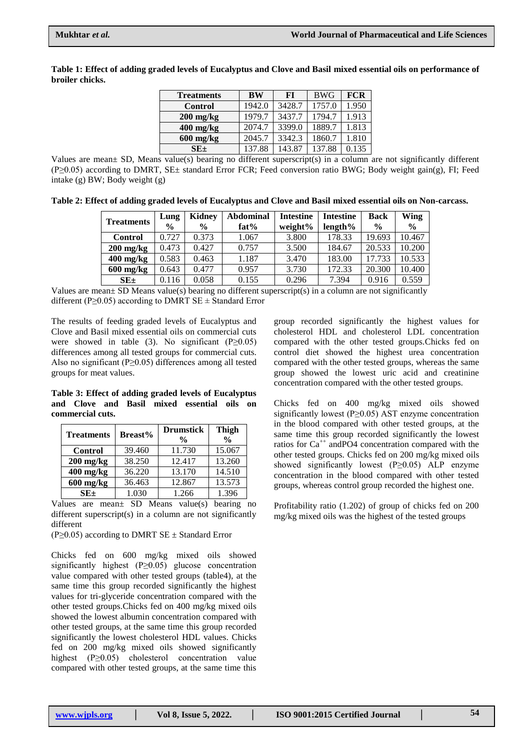**Table 1: Effect of adding graded levels of Eucalyptus and Clove and Basil mixed essential oils on performance of broiler chicks.**

| Treatments | BW | FI | BWG | FCR |
|---|---|---|---|---|
| Control | 1942.0 | 3428.7 | 1757.0 | 1.950 |
| 200 mg/kg | 1979.7 | 3437.7 | 1794.7 | 1.913 |
| 400 mg/kg | 2074.7 | 3399.0 | 1889.7 | 1.813 |
| 600 mg/kg | 2045.7 | 3342.3 | 1860.7 | 1.810 |
| SE± | 137.88 | 143.87 | 137.88 | 0.135 |

Values are mean± SD, Means value(s) bearing no different superscript(s) in a column are not significantly different (P≥0.05) according to DMRT, SE± standard Error FCR; Feed conversion ratio BWG; Body weight gain(g), FI; Feed intake (g) BW; Body weight (g)

**Table 2: Effect of adding graded levels of Eucalyptus and Clove and Basil mixed essential oils on Non-carcass.**

| Treatments | Lung % | Kidney % | Abdominal fat% | Intestine weight% | Intestine length% | Back % | Wing % |
|---|---|---|---|---|---|---|---|
| Control | 0.727 | 0.373 | 1.067 | 3.800 | 178.33 | 19.693 | 10.467 |
| 200 mg/kg | 0.473 | 0.427 | 0.757 | 3.500 | 184.67 | 20.533 | 10.200 |
| 400 mg/kg | 0.583 | 0.463 | 1.187 | 3.470 | 183.00 | 17.733 | 10.533 |
| 600 mg/kg | 0.643 | 0.477 | 0.957 | 3.730 | 172.33 | 20.300 | 10.400 |
| SE± | 0.116 | 0.058 | 0.155 | 0.296 | 7.394 | 0.916 | 0.559 |

Values are mean± SD Means value(s) bearing no different superscript(s) in a column are not significantly different (P≥0.05) according to DMRT SE ± Standard Error

The results of feeding graded levels of Eucalyptus and Clove and Basil mixed essential oils on commercial cuts were showed in table (3). No significant (P≥0.05) differences among all tested groups for commercial cuts. Also no significant (P≥0.05) differences among all tested groups for meat values.

**Table 3: Effect of adding graded levels of Eucalyptus and Clove and Basil mixed essential oils on commercial cuts.**

| Treatments | Breast% | Drumstick % | Thigh % |
|---|---|---|---|
| Control | 39.460 | 11.730 | 15.067 |
| 200 mg/kg | 38.250 | 12.417 | 13.260 |
| 400 mg/kg | 36.220 | 13.170 | 14.510 |
| 600 mg/kg | 36.463 | 12.867 | 13.573 |
| SE± | 1.030 | 1.266 | 1.396 |

Values are mean± SD Means value(s) bearing no different superscript(s) in a column are not significantly different

(P≥0.05) according to DMRT SE ± Standard Error

Chicks fed on 600 mg/kg mixed oils showed significantly highest (P≥0.05) glucose concentration value compared with other tested groups (table4), at the same time this group recorded significantly the highest values for tri-glyceride concentration compared with the other tested groups.Chicks fed on 400 mg/kg mixed oils showed the lowest albumin concentration compared with other tested groups, at the same time this group recorded significantly the lowest cholesterol HDL values. Chicks fed on 200 mg/kg mixed oils showed significantly highest (P≥0.05) cholesterol concentration value compared with other tested groups, at the same time this group recorded significantly the highest values for cholesterol HDL and cholesterol LDL concentration compared with the other tested groups.Chicks fed on control diet showed the highest urea concentration compared with the other tested groups, whereas the same group showed the lowest uric acid and creatinine concentration compared with the other tested groups.

Chicks fed on 400 mg/kg mixed oils showed significantly lowest (P≥0.05) AST enzyme concentration in the blood compared with other tested groups, at the same time this group recorded significantly the lowest ratios for $Ca^{++}$ and$PO_4$ concentration compared with the other tested groups. Chicks fed on 200 mg/kg mixed oils showed significantly lowest (P≥0.05) ALP enzyme concentration in the blood compared with other tested groups, whereas control group recorded the highest one.

Profitability ratio (1.202) of group of chicks fed on 200 mg/kg mixed oils was the highest of the tested groups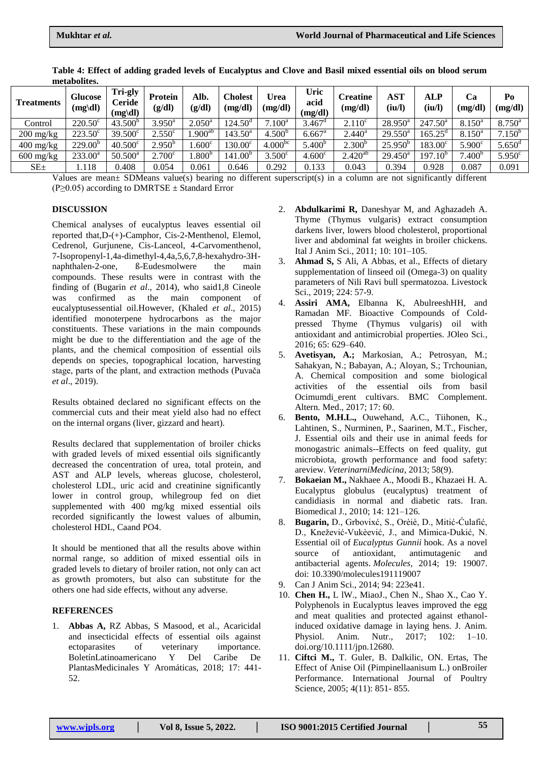**Table 4: Effect of adding graded levels of Eucalyptus and Clove and Basil mixed essential oils on blood serum metabolites.**

| Treatments | Glucose (mg\dl) | Tri-gly Ceride (mg\dl) | Protein (g/dl) | Alb. (g/dl) | Cholest (mg/dl) | Urea (mg/dl) | Uric acid (mg/dl) | Creatine (mg/dl) | AST (iu/l) | ALP (iu/l) | Ca (mg/dl) | Po (mg/dl) |
|---|---|---|---|---|---|---|---|---|---|---|---|---|
| Control | 220.50[c] | 43.500[b] | 3.950[a] | 2.050[a] | 124.50[d] | 7.100[a] | 3.467[d] | 2.110[c] | 28.950[a] | 247.50[a] | 8.150[a] | 8.750[a] |
| 200 mg/kg | 223.50[c] | 39.500[c] | 2.550[c] | 1.900[ab] | 143.50[a] | 4.500[b] | 6.667[a] | 2.440[a] | 29.550[a] | 165.25[d] | 8.150[a] | 7.150[b] |
| 400 mg/kg | 229.00[b] | 40.500[c] | 2.950[b] | 1.600[c] | 130.00[c] | 4.000[bc] | 5.400[b] | 2.300[b] | 25.950[b] | 183.00[c] | 5.900[c] | 5.650[d] |
| 600 mg/kg | 233.00[a] | 50.500[a] | 2.700[c] | 1.800[b] | 141.00[b] | 3.500[c] | 4.600[c] | 2.420[ab] | 29.450[a] | 197.10[b] | 7.400[b] | 5.950[c] |
| SE± | 1.118 | 0.408 | 0.054 | 0.061 | 0.646 | 0.292 | 0.133 | 0.043 | 0.394 | 0.928 | 0.087 | 0.091 |

Values are mean± SDMeans value(s) bearing no different superscript(s) in a column are not significantly different (P≥0.05) according to DMRTSE ± Standard Error

## DISCUSSION

Chemical analyses of eucalyptus leaves essential oil reported that,D-(+)-Camphor, Cis-2-Menthenol, Elemol, Cedrenol, Gurjunene, Cis-Lanceol, 4-Carvomenthenol, 7-Isopropenyl-1,4a-dimethyl-4,4a,5,6,7,8-hexahydro-3H-naphthalen-2-one, ß-Eudesmolwere the main compounds. These results were in contrast with the finding of (Bugarin *et al*., 2014), who said1,8 Cineole was confirmed as the main component of eucalyptusessential oil.However, (Khaled *et al*., 2015) identified monoterpene hydrocarbons as the major constituents. These variations in the main compounds might be due to the differentiation and the age of the plants, and the chemical composition of essential oils depends on species, topographical location, harvesting stage, parts of the plant, and extraction methods (Puvača *et al*., 2019).

Results obtained declared no significant effects on the commercial cuts and their meat yield also had no effect on the internal organs (liver, gizzard and heart).

Results declared that supplementation of broiler chicks with graded levels of mixed essential oils significantly decreased the concentration of urea, total protein, and AST and ALP levels, whereas glucose, cholesterol, cholesterol LDL, uric acid and creatinine significantly lower in control group, whilegroup fed on diet supplemented with 400 mg/kg mixed essential oils recorded significantly the lowest values of albumin, cholesterol HDL, Caand PO4.

It should be mentioned that all the results above within normal range, so addition of mixed essential oils in graded levels to dietary of broiler ration, not only can act as growth promoters, but also can substitute for the others one had side effects, without any adverse.

## REFERENCES

1. **Abbas A,** RZ Abbas, S Masood, et al., Acaricidal and insecticidal effects of essential oils against ectoparasites of veterinary importance. BoletínLatinoamericano Y Del Caribe De PlantasMedicinales Y Aromáticas, 2018; 17: 441-52.
2. **Abdulkarimi R,** Daneshyar M, and Aghazadeh A. Thyme (Thymus vulgaris) extract consumption darkens liver, lowers blood cholesterol, proportional liver and abdominal fat weights in broiler chickens. Ital J Anim Sci., 2011; 10: 101–105.
3. **Ahmad S,** S Ali, A Abbas, et al., Effects of dietary supplementation of linseed oil (Omega-3) on quality parameters of Nili Ravi bull spermatozoa. Livestock Sci., 2019; 224: 57-9.
4. **Assiri AMA,** Elbanna K, AbulreeshHH, and Ramadan MF. Bioactive Compounds of Cold-pressed Thyme (Thymus vulgaris) oil with antioxidant and antimicrobial properties. JOleo Sci., 2016; 65: 629–640.
5. **Avetisyan, A.;** Markosian, A.; Petrosyan, M.; Sahakyan, N.; Babayan, A.; Aloyan, S.; Trchounian, A. Chemical composition and some biological activities of the essential oils from basil Ocimumdi_erent cultivars. BMC Complement. Altern. Med., 2017; 17: 60.
6. **Bento, M.H.L.,** Ouwehand, A.C., Tiihonen, K., Lahtinen, S., Nurminen, P., Saarinen, M.T., Fischer, J. Essential oils and their use in animal feeds for monogastric animals--Effects on feed quality, gut microbiota, growth performance and food safety: areview. *VeterinarniMedicina*, 2013; 58(9).
7. **Bokaeian M.,** Nakhaee A., Moodi B., Khazaei H. A. Eucalyptus globulus (eucalyptus) treatment of candidiasis in normal and diabetic rats. Iran. Biomedical J., 2010; 14: 121–126.
8. **Bugarin,** D., Grbovixć, S., Orèiè, D., Mitić-Ćulafić, D., Knežević-Vukèević, J., and Mimica-Dukić, N. Essential oil of *Eucalyptus Gunnii* hook. As a novel source of antioxidant, antimutagenic and antibacterial agents. *Molecules,* 2014; 19: 19007. doi: 10.3390/molecules191119007
9. Can J Anim Sci., 2014; 94: 223e41.
10. **Chen H.,** L lW., MiaoJ., Chen N., Shao X., Cao Y. Polyphenols in Eucalyptus leaves improved the egg and meat qualities and protected against ethanol-induced oxidative damage in laying hens. J. Anim. Physiol. Anim. Nutr., 2017; 102: 1–10. doi.org/10.1111/jpn.12680.
11. **Ciftci M.,** T. Guler, B. Dalkilic, ON. Ertas, The Effect of Anise Oil (Pimpinellaanisum L.) onBroiler Performance. International Journal of Poultry Science, 2005; 4(11): 851- 855.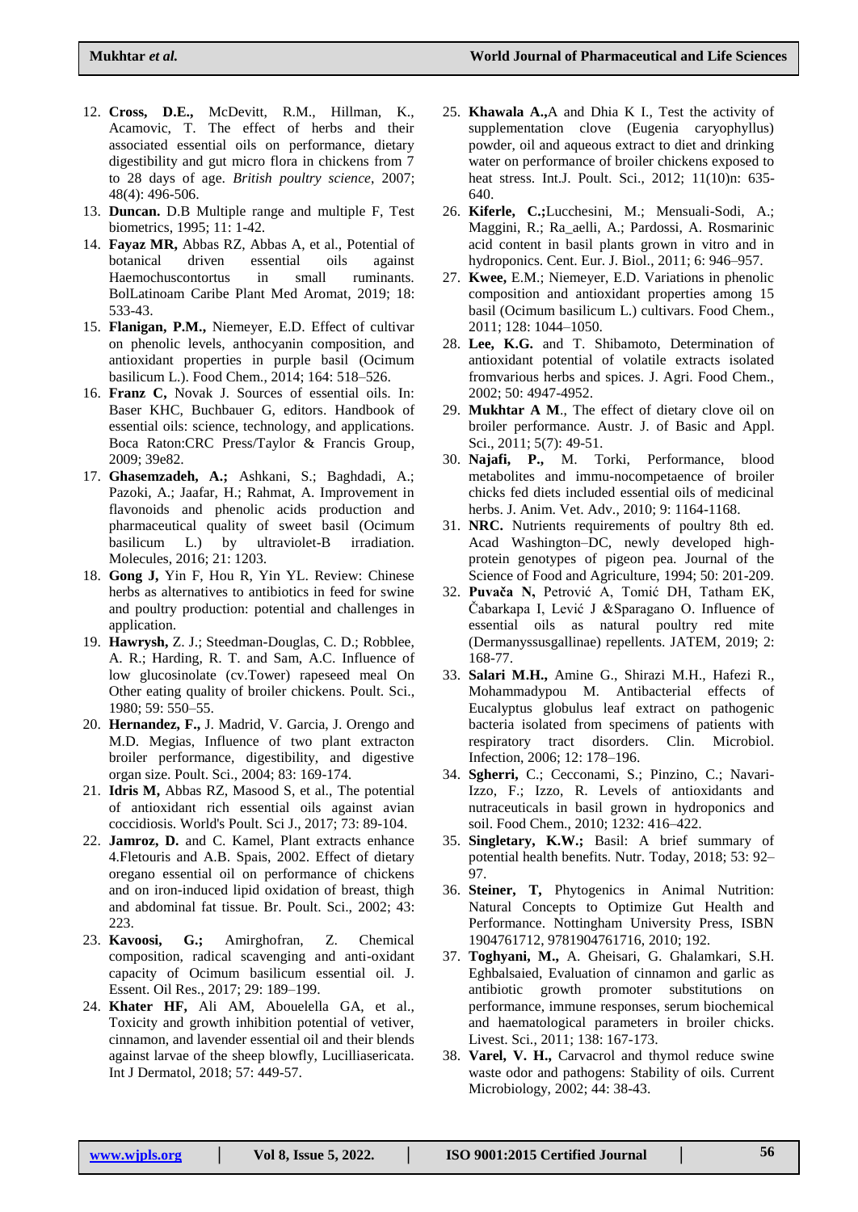12. **Cross, D.E.,** McDevitt, R.M., Hillman, K., Acamovic, T. The effect of herbs and their associated essential oils on performance, dietary digestibility and gut micro flora in chickens from 7 to 28 days of age. *British poultry science*, 2007; 48(4): 496-506.
13. **Duncan.** D.B Multiple range and multiple F, Test biometrics, 1995; 11: 1-42.
14. **Fayaz MR,** Abbas RZ, Abbas A, et al., Potential of botanical driven essential oils against Haemochuscontortus in small ruminants. BolLatinoam Caribe Plant Med Aromat, 2019; 18: 533-43.
15. **Flanigan, P.M.,** Niemeyer, E.D. Effect of cultivar on phenolic levels, anthocyanin composition, and antioxidant properties in purple basil (Ocimum basilicum L.). Food Chem., 2014; 164: 518–526.
16. **Franz C,** Novak J. Sources of essential oils. In: Baser KHC, Buchbauer G, editors. Handbook of essential oils: science, technology, and applications. Boca Raton:CRC Press/Taylor & Francis Group, 2009; 39e82.
17. **Ghasemzadeh, A.;** Ashkani, S.; Baghdadi, A.; Pazoki, A.; Jaafar, H.; Rahmat, A. Improvement in flavonoids and phenolic acids production and pharmaceutical quality of sweet basil (Ocimum basilicum L.) by ultraviolet-B irradiation. Molecules, 2016; 21: 1203.
18. **Gong J,** Yin F, Hou R, Yin YL. Review: Chinese herbs as alternatives to antibiotics in feed for swine and poultry production: potential and challenges in application.
19. **Hawrysh,** Z. J.; Steedman-Douglas, C. D.; Robblee, A. R.; Harding, R. T. and Sam, A.C. Influence of low glucosinolate (cv.Tower) rapeseed meal On Other eating quality of broiler chickens. Poult. Sci., 1980; 59: 550–55.
20. **Hernandez, F.,** J. Madrid, V. Garcia, J. Orengo and M.D. Megias, Influence of two plant extracton broiler performance, digestibility, and digestive organ size. Poult. Sci., 2004; 83: 169-174.
21. **Idris M,** Abbas RZ, Masood S, et al., The potential of antioxidant rich essential oils against avian coccidiosis. World's Poult. Sci J., 2017; 73: 89-104.
22. **Jamroz, D.** and C. Kamel, Plant extracts enhance 4.Fletouris and A.B. Spais, 2002. Effect of dietary oregano essential oil on performance of chickens and on iron-induced lipid oxidation of breast, thigh and abdominal fat tissue. Br. Poult. Sci., 2002; 43: 223.
23. **Kavoosi, G.;** Amirghofran, Z. Chemical composition, radical scavenging and anti-oxidant capacity of Ocimum basilicum essential oil. J. Essent. Oil Res., 2017; 29: 189–199.
24. **Khater HF,** Ali AM, Abouelella GA, et al., Toxicity and growth inhibition potential of vetiver, cinnamon, and lavender essential oil and their blends against larvae of the sheep blowfly, Lucilliasericata. Int J Dermatol, 2018; 57: 449-57.
25. **Khawala A.,**A and Dhia K I., Test the activity of supplementation clove (Eugenia caryophyllus) powder, oil and aqueous extract to diet and drinking water on performance of broiler chickens exposed to heat stress. Int.J. Poult. Sci., 2012; 11(10)n: 635-640.
26. **Kiferle, C.;**Lucchesini, M.; Mensuali-Sodi, A.; Maggini, R.; Ra_aelli, A.; Pardossi, A. Rosmarinic acid content in basil plants grown in vitro and in hydroponics. Cent. Eur. J. Biol., 2011; 6: 946–957.
27. **Kwee,** E.M.; Niemeyer, E.D. Variations in phenolic composition and antioxidant properties among 15 basil (Ocimum basilicum L.) cultivars. Food Chem., 2011; 128: 1044–1050.
28. **Lee, K.G.** and T. Shibamoto, Determination of antioxidant potential of volatile extracts isolated fromvarious herbs and spices. J. Agri. Food Chem., 2002; 50: 4947-4952.
29. **Mukhtar A M**., The effect of dietary clove oil on broiler performance. Austr. J. of Basic and Appl. Sci., 2011; 5(7): 49-51.
30. **Najafi, P.,** M. Torki, Performance, blood metabolites and immu-nocompetaence of broiler chicks fed diets included essential oils of medicinal herbs. J. Anim. Vet. Adv., 2010; 9: 1164-1168.
31. **NRC.** Nutrients requirements of poultry 8th ed. Acad Washington–DC, newly developed high-protein genotypes of pigeon pea. Journal of the Science of Food and Agriculture, 1994; 50: 201-209.
32. **Puvača N,** Petrović A, Tomić DH, Tatham EK, Čabarkapa I, Lević J &Sparagano O. Influence of essential oils as natural poultry red mite (Dermanyssusgallinae) repellents. JATEM, 2019; 2: 168-77.
33. **Salari M.H.,** Amine G., Shirazi M.H., Hafezi R., Mohammadypou M. Antibacterial effects of Eucalyptus globulus leaf extract on pathogenic bacteria isolated from specimens of patients with respiratory tract disorders. Clin. Microbiol. Infection, 2006; 12: 178–196.
34. **Sgherri,** C.; Cecconami, S.; Pinzino, C.; Navari-Izzo, F.; Izzo, R. Levels of antioxidants and nutraceuticals in basil grown in hydroponics and soil. Food Chem., 2010; 1232: 416–422.
35. **Singletary, K.W.;** Basil: A brief summary of potential health benefits. Nutr. Today, 2018; 53: 92–97.
36. **Steiner, T,** Phytogenics in Animal Nutrition: Natural Concepts to Optimize Gut Health and Performance. Nottingham University Press, ISBN 1904761712, 9781904761716, 2010; 192.
37. **Toghyani, M.,** A. Gheisari, G. Ghalamkari, S.H. Eghbalsaied, Evaluation of cinnamon and garlic as antibiotic growth promoter substitutions on performance, immune responses, serum biochemical and haematological parameters in broiler chicks. Livest. Sci., 2011; 138: 167-173.
38. **Varel, V. H.,** Carvacrol and thymol reduce swine waste odor and pathogens: Stability of oils. Current Microbiology, 2002; 44: 38-43.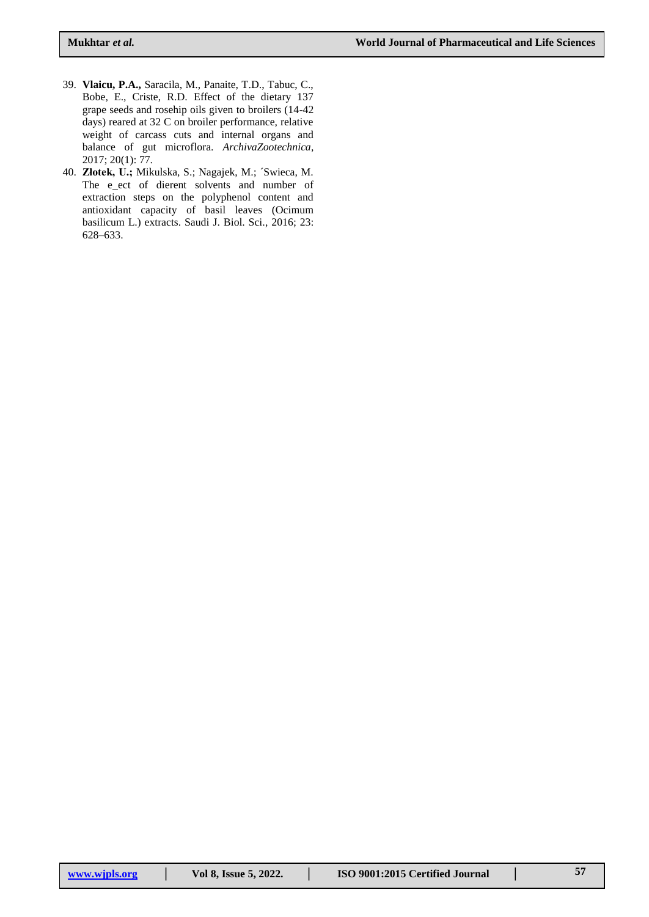39. **Vlaicu, P.A.,** Saracila, M., Panaite, T.D., Tabuc, C., Bobe, E., Criste, R.D. Effect of the dietary 137 grape seeds and rosehip oils given to broilers (14-42 days) reared at 32 C on broiler performance, relative weight of carcass cuts and internal organs and balance of gut microflora. *ArchivaZootechnica*, 2017; 20(1): 77.
40. **Złotek, U.;** Mikulska, S.; Nagajek, M.; ´Swieca, M. The e_ect of dierent solvents and number of extraction steps on the polyphenol content and antioxidant capacity of basil leaves (Ocimum basilicum L.) extracts. Saudi J. Biol. Sci., 2016; 23: 628–633.